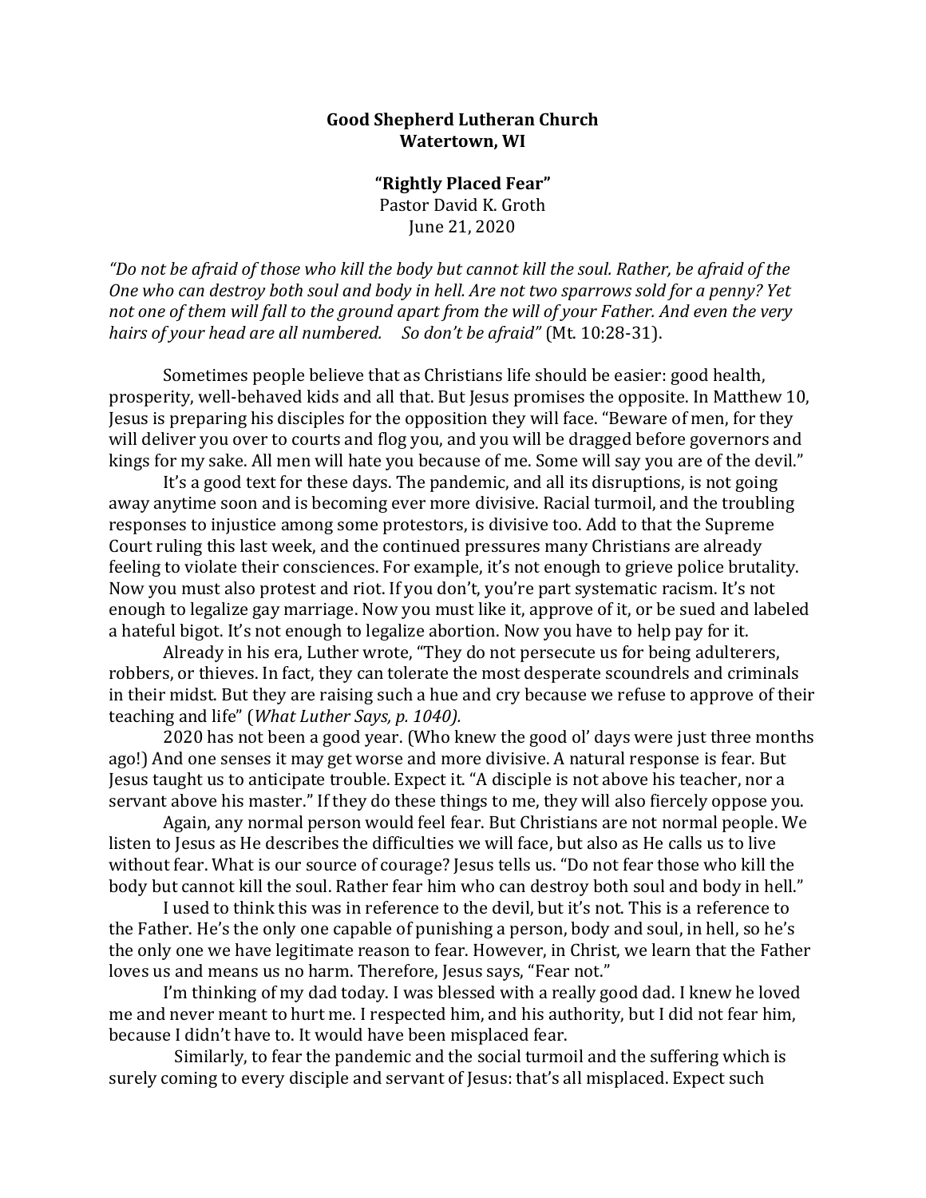**Good Shepherd Lutheran Church**
**Watertown, WI**

**"Rightly Placed Fear"**
Pastor David K. Groth
June 21, 2020

*"Do not be afraid of those who kill the body but cannot kill the soul. Rather, be afraid of the One who can destroy both soul and body in hell. Are not two sparrows sold for a penny? Yet not one of them will fall to the ground apart from the will of your Father. And even the very hairs of your head are all numbered. So don't be afraid"* (Mt. 10:28-31).

Sometimes people believe that as Christians life should be easier: good health, prosperity, well-behaved kids and all that. But Jesus promises the opposite. In Matthew 10, Jesus is preparing his disciples for the opposition they will face. "Beware of men, for they will deliver you over to courts and flog you, and you will be dragged before governors and kings for my sake. All men will hate you because of me. Some will say you are of the devil."

It's a good text for these days. The pandemic, and all its disruptions, is not going away anytime soon and is becoming ever more divisive. Racial turmoil, and the troubling responses to injustice among some protestors, is divisive too. Add to that the Supreme Court ruling this last week, and the continued pressures many Christians are already feeling to violate their consciences. For example, it's not enough to grieve police brutality. Now you must also protest and riot. If you don't, you're part systematic racism. It's not enough to legalize gay marriage. Now you must like it, approve of it, or be sued and labeled a hateful bigot. It's not enough to legalize abortion. Now you have to help pay for it.

Already in his era, Luther wrote, "They do not persecute us for being adulterers, robbers, or thieves. In fact, they can tolerate the most desperate scoundrels and criminals in their midst. But they are raising such a hue and cry because we refuse to approve of their teaching and life" (*What Luther Says, p. 1040).*

2020 has not been a good year. (Who knew the good ol' days were just three months ago!) And one senses it may get worse and more divisive. A natural response is fear. But Jesus taught us to anticipate trouble. Expect it. "A disciple is not above his teacher, nor a servant above his master." If they do these things to me, they will also fiercely oppose you.

Again, any normal person would feel fear. But Christians are not normal people. We listen to Jesus as He describes the difficulties we will face, but also as He calls us to live without fear. What is our source of courage? Jesus tells us. "Do not fear those who kill the body but cannot kill the soul. Rather fear him who can destroy both soul and body in hell."

I used to think this was in reference to the devil, but it's not. This is a reference to the Father. He's the only one capable of punishing a person, body and soul, in hell, so he's the only one we have legitimate reason to fear. However, in Christ, we learn that the Father loves us and means us no harm. Therefore, Jesus says, "Fear not."

I'm thinking of my dad today. I was blessed with a really good dad. I knew he loved me and never meant to hurt me. I respected him, and his authority, but I did not fear him, because I didn't have to. It would have been misplaced fear.

Similarly, to fear the pandemic and the social turmoil and the suffering which is surely coming to every disciple and servant of Jesus: that's all misplaced. Expect such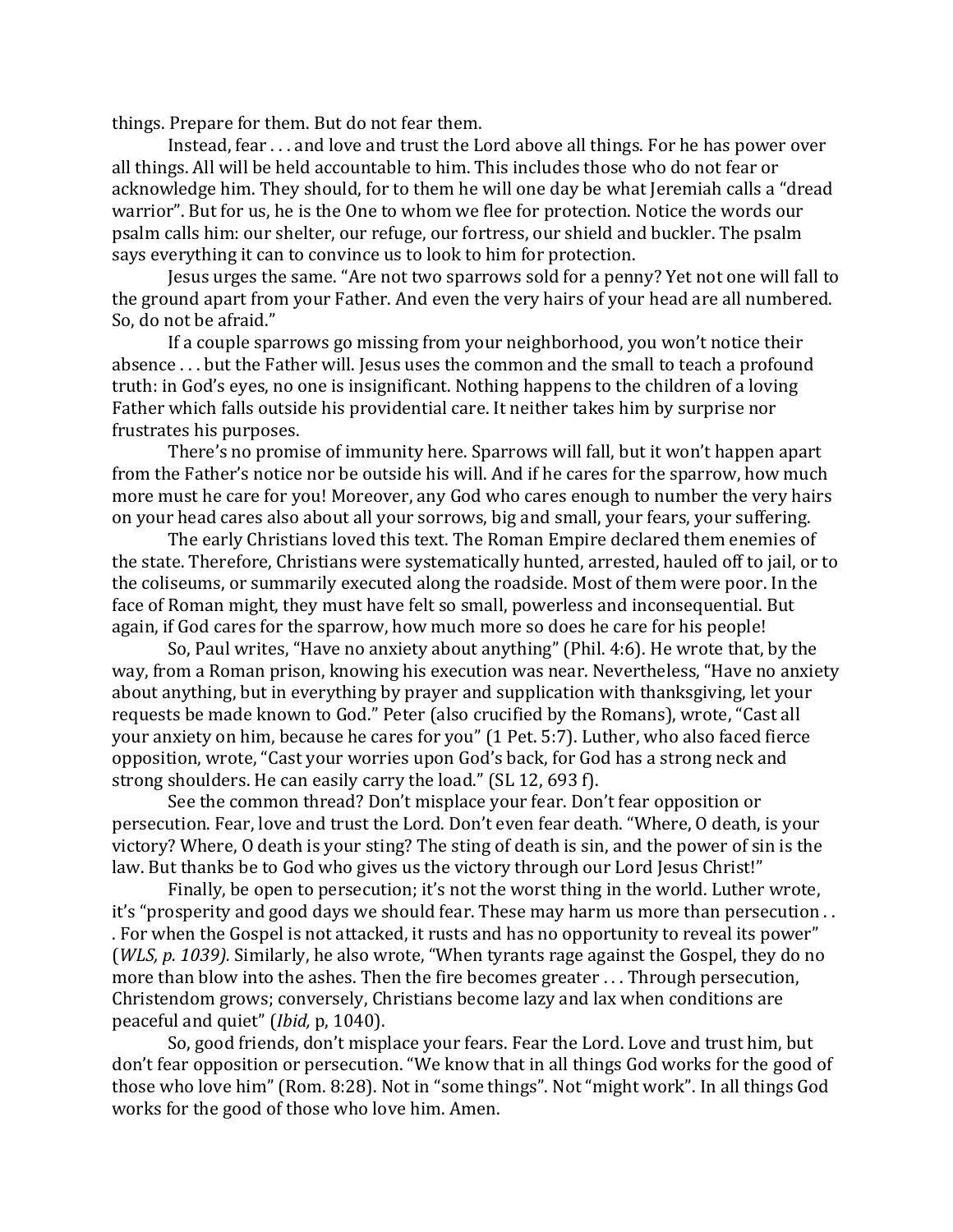things. Prepare for them. But do not fear them.

Instead, fear . . . and love and trust the Lord above all things. For he has power over all things. All will be held accountable to him. This includes those who do not fear or acknowledge him. They should, for to them he will one day be what Jeremiah calls a "dread warrior". But for us, he is the One to whom we flee for protection. Notice the words our psalm calls him: our shelter, our refuge, our fortress, our shield and buckler. The psalm says everything it can to convince us to look to him for protection.

Jesus urges the same. "Are not two sparrows sold for a penny? Yet not one will fall to the ground apart from your Father. And even the very hairs of your head are all numbered. So, do not be afraid."

If a couple sparrows go missing from your neighborhood, you won't notice their absence . . . but the Father will. Jesus uses the common and the small to teach a profound truth: in God's eyes, no one is insignificant. Nothing happens to the children of a loving Father which falls outside his providential care. It neither takes him by surprise nor frustrates his purposes.

There's no promise of immunity here. Sparrows will fall, but it won't happen apart from the Father's notice nor be outside his will. And if he cares for the sparrow, how much more must he care for you! Moreover, any God who cares enough to number the very hairs on your head cares also about all your sorrows, big and small, your fears, your suffering.

The early Christians loved this text. The Roman Empire declared them enemies of the state. Therefore, Christians were systematically hunted, arrested, hauled off to jail, or to the coliseums, or summarily executed along the roadside. Most of them were poor. In the face of Roman might, they must have felt so small, powerless and inconsequential. But again, if God cares for the sparrow, how much more so does he care for his people!

So, Paul writes, "Have no anxiety about anything" (Phil. 4:6). He wrote that, by the way, from a Roman prison, knowing his execution was near. Nevertheless, "Have no anxiety about anything, but in everything by prayer and supplication with thanksgiving, let your requests be made known to God." Peter (also crucified by the Romans), wrote, "Cast all your anxiety on him, because he cares for you" (1 Pet. 5:7). Luther, who also faced fierce opposition, wrote, "Cast your worries upon God's back, for God has a strong neck and strong shoulders. He can easily carry the load." (SL 12, 693 f).

See the common thread? Don't misplace your fear. Don't fear opposition or persecution. Fear, love and trust the Lord. Don't even fear death. "Where, O death, is your victory? Where, O death is your sting? The sting of death is sin, and the power of sin is the law. But thanks be to God who gives us the victory through our Lord Jesus Christ!"

Finally, be open to persecution; it's not the worst thing in the world. Luther wrote, it's "prosperity and good days we should fear. These may harm us more than persecution . . . For when the Gospel is not attacked, it rusts and has no opportunity to reveal its power" (*WLS, p. 1039).* Similarly, he also wrote, "When tyrants rage against the Gospel, they do no more than blow into the ashes. Then the fire becomes greater . . . Through persecution, Christendom grows; conversely, Christians become lazy and lax when conditions are peaceful and quiet" (*Ibid,* p, 1040).

So, good friends, don't misplace your fears. Fear the Lord. Love and trust him, but don't fear opposition or persecution. "We know that in all things God works for the good of those who love him" (Rom. 8:28). Not in "some things". Not "might work". In all things God works for the good of those who love him. Amen.